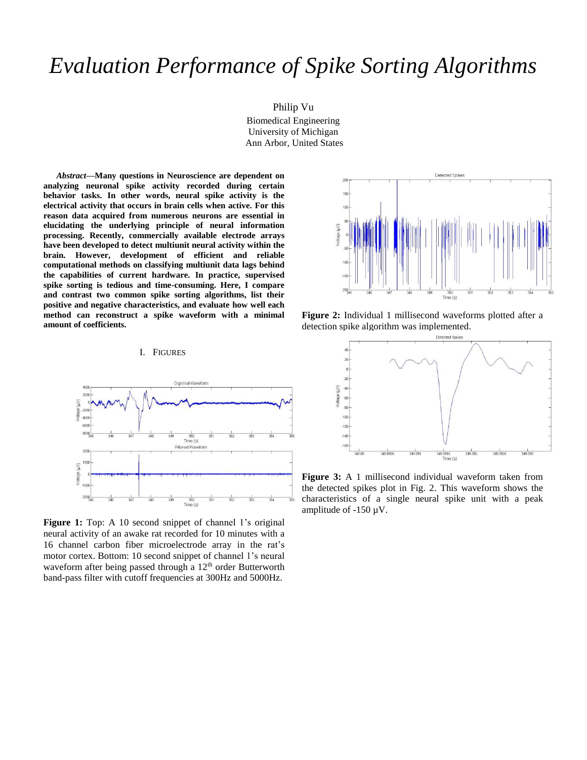# *Evaluation Performance of Spike Sorting Algorithms*

Philip Vu
Biomedical Engineering
University of Michigan
Ann Arbor, United States

***Abstract*—Many questions in Neuroscience are dependent on analyzing neuronal spike activity recorded during certain behavior tasks. In other words, neural spike activity is the electrical activity that occurs in brain cells when active. For this reason data acquired from numerous neurons are essential in elucidating the underlying principle of neural information processing. Recently, commercially available electrode arrays have been developed to detect multiunit neural activity within the brain. However, development of efficient and reliable computational methods on classifying multiunit data lags behind the capabilities of current hardware. In practice, supervised spike sorting is tedious and time-consuming. Here, I compare and contrast two common spike sorting algorithms, list their positive and negative characteristics, and evaluate how well each method can reconstruct a spike waveform with a minimal amount of coefficients.**

## I. Figures

**Figure 1:** Top: A 10 second snippet of channel 1's original neural activity of an awake rat recorded for 10 minutes with a 16 channel carbon fiber microelectrode array in the rat's motor cortex. Bottom: 10 second snippet of channel 1's neural waveform after being passed through a 12[th] order Butterworth band-pass filter with cutoff frequencies at 300Hz and 5000Hz.

**Figure 2:** Individual 1 millisecond waveforms plotted after a detection spike algorithm was implemented.

**Figure 3:** A 1 millisecond individual waveform taken from the detected spikes plot in Fig. 2. This waveform shows the characteristics of a single neural spike unit with a peak amplitude of -150 µV.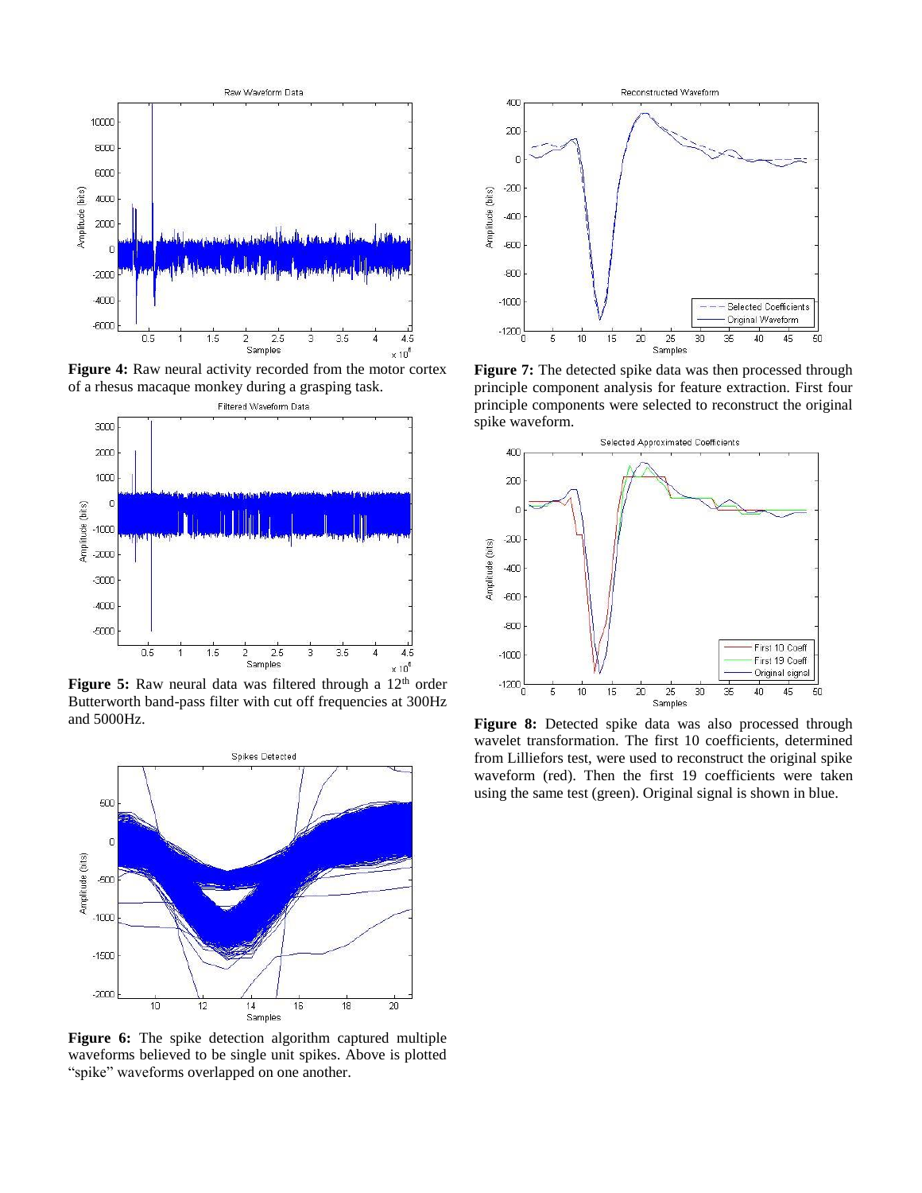**Figure 4:** Raw neural activity recorded from the motor cortex of a rhesus macaque monkey during a grasping task.

**Figure 5:** Raw neural data was filtered through a 12[th] order Butterworth band-pass filter with cut off frequencies at 300Hz and 5000Hz.

**Figure 6:** The spike detection algorithm captured multiple waveforms believed to be single unit spikes. Above is plotted "spike" waveforms overlapped on one another.

**Figure 7:** The detected spike data was then processed through principle component analysis for feature extraction. First four principle components were selected to reconstruct the original spike waveform.

**Figure 8:** Detected spike data was also processed through wavelet transformation. The first 10 coefficients, determined from Lilliefors test, were used to reconstruct the original spike waveform (red). Then the first 19 coefficients were taken using the same test (green). Original signal is shown in blue.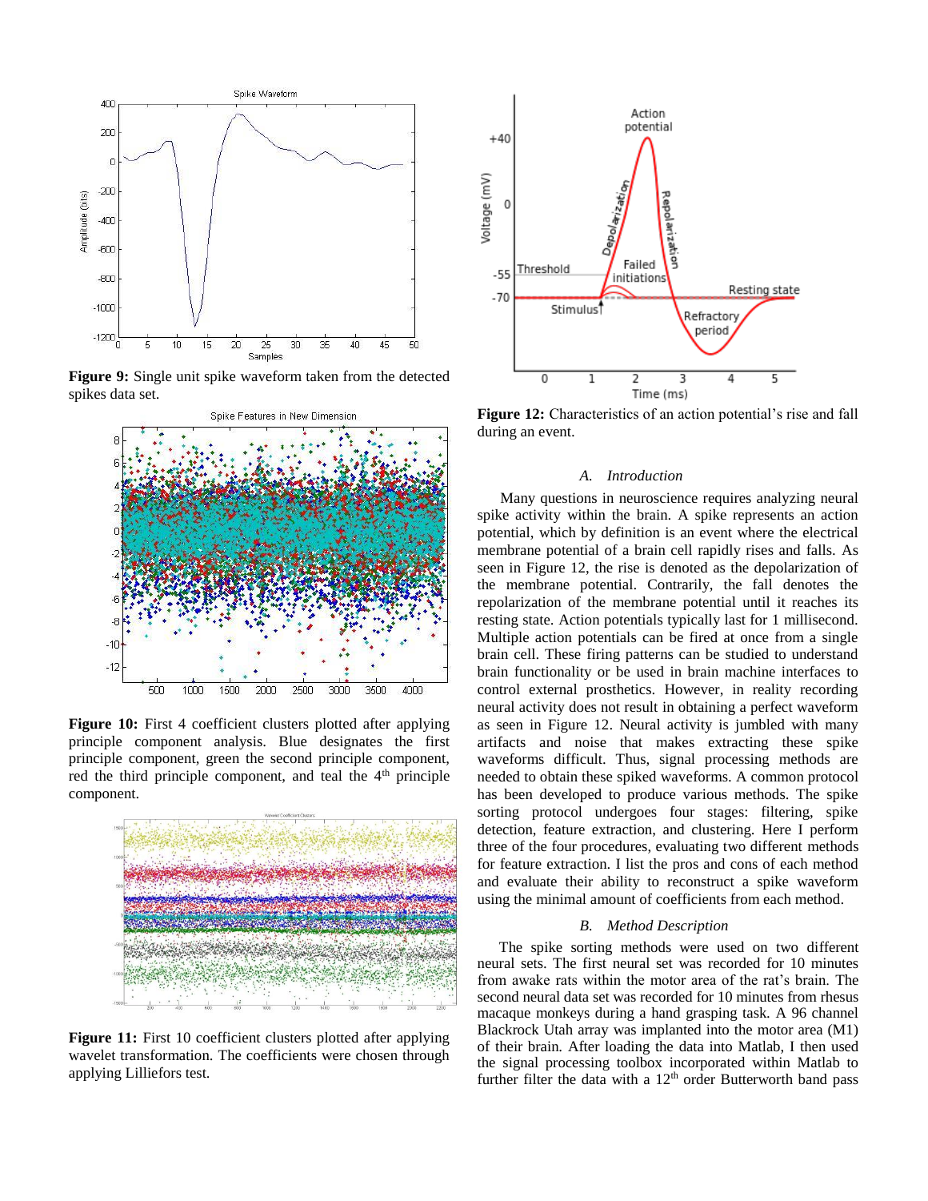**Figure 9:** Single unit spike waveform taken from the detected spikes data set.

**Figure 10:** First 4 coefficient clusters plotted after applying principle component analysis. Blue designates the first principle component, green the second principle component, red the third principle component, and teal the 4[th] principle component.

**Figure 11:** First 10 coefficient clusters plotted after applying wavelet transformation. The coefficients were chosen through applying Lilliefors test.

**Figure 12:** Characteristics of an action potential's rise and fall during an event.

### *A. Introduction*

Many questions in neuroscience requires analyzing neural spike activity within the brain. A spike represents an action potential, which by definition is an event where the electrical membrane potential of a brain cell rapidly rises and falls. As seen in Figure 12, the rise is denoted as the depolarization of the membrane potential. Contrarily, the fall denotes the repolarization of the membrane potential until it reaches its resting state. Action potentials typically last for 1 millisecond. Multiple action potentials can be fired at once from a single brain cell. These firing patterns can be studied to understand brain functionality or be used in brain machine interfaces to control external prosthetics. However, in reality recording neural activity does not result in obtaining a perfect waveform as seen in Figure 12. Neural activity is jumbled with many artifacts and noise that makes extracting these spike waveforms difficult. Thus, signal processing methods are needed to obtain these spiked waveforms. A common protocol has been developed to produce various methods. The spike sorting protocol undergoes four stages: filtering, spike detection, feature extraction, and clustering. Here I perform three of the four procedures, evaluating two different methods for feature extraction. I list the pros and cons of each method and evaluate their ability to reconstruct a spike waveform using the minimal amount of coefficients from each method.

### *B. Method Description*

The spike sorting methods were used on two different neural sets. The first neural set was recorded for 10 minutes from awake rats within the motor area of the rat's brain. The second neural data set was recorded for 10 minutes from rhesus macaque monkeys during a hand grasping task. A 96 channel Blackrock Utah array was implanted into the motor area (M1) of their brain. After loading the data into Matlab, I then used the signal processing toolbox incorporated within Matlab to further filter the data with a 12[th] order Butterworth band pass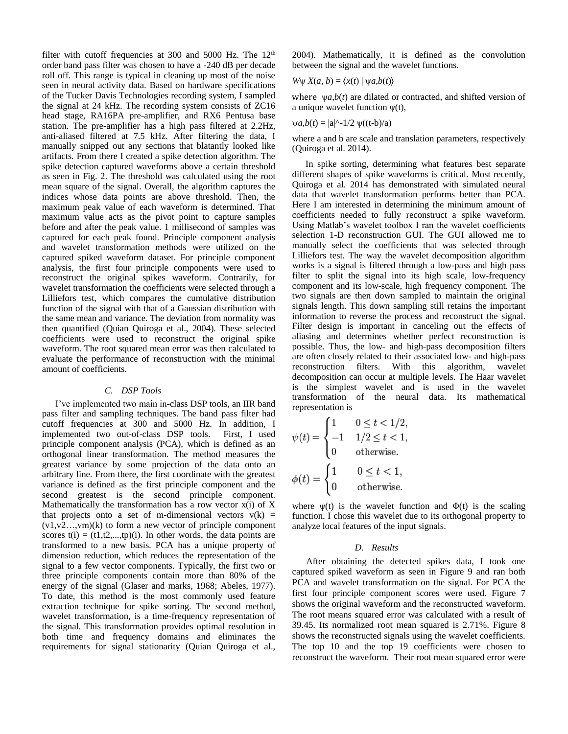filter with cutoff frequencies at 300 and 5000 Hz. The 12th order band pass filter was chosen to have a -240 dB per decade roll off. This range is typical in cleaning up most of the noise seen in neural activity data. Based on hardware specifications of the Tucker Davis Technologies recording system, I sampled the signal at 24 kHz. The recording system consists of ZC16 head stage, RA16PA pre-amplifier, and RX6 Pentusa base station. The pre-amplifier has a high pass filtered at 2.2Hz, anti-aliased filtered at 7.5 kHz. After filtering the data, I manually snipped out any sections that blatantly looked like artifacts. From there I created a spike detection algorithm. The spike detection captured waveforms above a certain threshold as seen in Fig. 2. The threshold was calculated using the root mean square of the signal. Overall, the algorithm captures the indices whose data points are above threshold. Then, the maximum peak value of each waveform is determined. That maximum value acts as the pivot point to capture samples before and after the peak value. 1 millisecond of samples was captured for each peak found. Principle component analysis and wavelet transformation methods were utilized on the captured spiked waveform dataset. For principle component analysis, the first four principle components were used to reconstruct the original spikes waveform. Contrarily, for wavelet transformation the coefficients were selected through a Lilliefors test, which compares the cumulative distribution function of the signal with that of a Gaussian distribution with the same mean and variance. The deviation from normality was then quantified (Quian Quiroga et al., 2004). These selected coefficients were used to reconstruct the original spike waveform. The root squared mean error was then calculated to evaluate the performance of reconstruction with the minimal amount of coefficients.

### C. DSP Tools

I've implemented two main in-class DSP tools, an IIR band pass filter and sampling techniques. The band pass filter had cutoff frequencies at 300 and 5000 Hz. In addition, I implemented two out-of-class DSP tools. First, I used principle component analysis (PCA), which is defined as an orthogonal linear transformation. The method measures the greatest variance by some projection of the data onto an arbitrary line. From there, the first coordinate with the greatest variance is defined as the first principle component and the second greatest is the second principle component. Mathematically the transformation has a row vector $x(i)$ of X that projects onto a set of m-dimensional vectors $v(k) = (v1,v2\ldots,vm)(k)$ to form a new vector of principle component scores $t(i) = (t1,t2,...,tp)(i)$. In other words, the data points are transformed to a new basis. PCA has a unique property of dimension reduction, which reduces the representation of the signal to a few vector components. Typically, the first two or three principle components contain more than 80% of the energy of the signal (Glaser and marks, 1968; Abeles, 1977). To date, this method is the most commonly used feature extraction technique for spike sorting. The second method, wavelet transformation, is a time-frequency representation of the signal. This transformation provides optimal resolution in both time and frequency domains and eliminates the requirements for signal stationarity (Quian Quiroga et al., 2004). Mathematically, it is defined as the convolution between the signal and the wavelet functions.

$$W\psi\, X(a, b) = \langle x(t) \mid \psi a,b(t) \rangle$$

where $\psi a,b(t)$ are dilated or contracted, and shifted version of a unique wavelet function $\psi(t)$,

$$\psi a,b(t) = |a|^{-1/2}\, \psi((t-b)/a)$$

where a and b are scale and translation parameters, respectively (Quiroga et al. 2014).

In spike sorting, determining what features best separate different shapes of spike waveforms is critical. Most recently, Quiroga et al. 2014 has demonstrated with simulated neural data that wavelet transformation performs better than PCA. Here I am interested in determining the minimum amount of coefficients needed to fully reconstruct a spike waveform. Using Matlab's wavelet toolbox I ran the wavelet coefficients selection 1-D reconstruction GUI. The GUI allowed me to manually select the coefficients that was selected through Lilliefors test. The way the wavelet decomposition algorithm works is a signal is filtered through a low-pass and high pass filter to split the signal into its high scale, low-frequency component and its low-scale, high frequency component. The two signals are then down sampled to maintain the original signals length. This down sampling still retains the important information to reverse the process and reconstruct the signal. Filter design is important in canceling out the effects of aliasing and determines whether perfect reconstruction is possible. Thus, the low- and high-pass decomposition filters are often closely related to their associated low- and high-pass reconstruction filters. With this algorithm, wavelet decomposition can occur at multiple levels. The Haar wavelet is the simplest wavelet and is used in the wavelet transformation of the neural data. Its mathematical representation is

$$\psi(t) = \begin{cases} 1 & 0 \le t < 1/2, \\ -1 & 1/2 \le t < 1, \\ 0 & \text{otherwise.} \end{cases}$$

$$\phi(t) = \begin{cases} 1 & 0 \le t < 1, \\ 0 & \text{otherwise.} \end{cases}$$

where $\psi(t)$ is the wavelet function and $\Phi(t)$ is the scaling function. I chose this wavelet due to its orthogonal property to analyze local features of the input signals.

### D. Results

After obtaining the detected spikes data, I took one captured spiked waveform as seen in Figure 9 and ran both PCA and wavelet transformation on the signal. For PCA the first four principle component scores were used. Figure 7 shows the original waveform and the reconstructed waveform. The root means squared error was calculated with a result of 39.45. Its normalized root mean squared is 2.71%. Figure 8 shows the reconstructed signals using the wavelet coefficients. The top 10 and the top 19 coefficients were chosen to reconstruct the waveform. Their root mean squared error were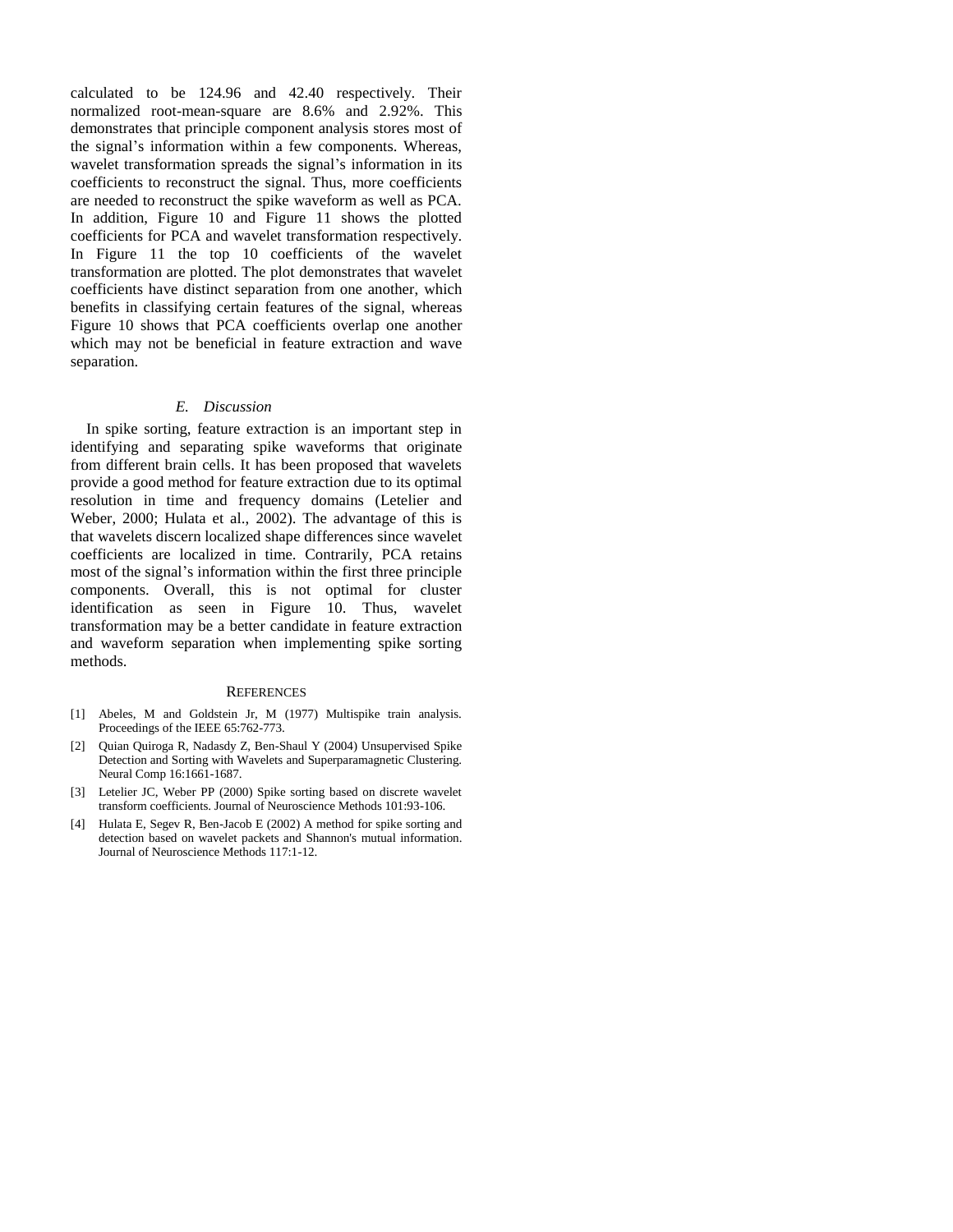calculated to be 124.96 and 42.40 respectively. Their normalized root-mean-square are 8.6% and 2.92%. This demonstrates that principle component analysis stores most of the signal's information within a few components. Whereas, wavelet transformation spreads the signal's information in its coefficients to reconstruct the signal. Thus, more coefficients are needed to reconstruct the spike waveform as well as PCA. In addition, Figure 10 and Figure 11 shows the plotted coefficients for PCA and wavelet transformation respectively. In Figure 11 the top 10 coefficients of the wavelet transformation are plotted. The plot demonstrates that wavelet coefficients have distinct separation from one another, which benefits in classifying certain features of the signal, whereas Figure 10 shows that PCA coefficients overlap one another which may not be beneficial in feature extraction and wave separation.

### *E. Discussion*

In spike sorting, feature extraction is an important step in identifying and separating spike waveforms that originate from different brain cells. It has been proposed that wavelets provide a good method for feature extraction due to its optimal resolution in time and frequency domains (Letelier and Weber, 2000; Hulata et al., 2002). The advantage of this is that wavelets discern localized shape differences since wavelet coefficients are localized in time. Contrarily, PCA retains most of the signal's information within the first three principle components. Overall, this is not optimal for cluster identification as seen in Figure 10. Thus, wavelet transformation may be a better candidate in feature extraction and waveform separation when implementing spike sorting methods.

## REFERENCES

[1] Abeles, M and Goldstein Jr, M (1977) Multispike train analysis. Proceedings of the IEEE 65:762-773.

[2] Quian Quiroga R, Nadasdy Z, Ben-Shaul Y (2004) Unsupervised Spike Detection and Sorting with Wavelets and Superparamagnetic Clustering. Neural Comp 16:1661-1687.

[3] Letelier JC, Weber PP (2000) Spike sorting based on discrete wavelet transform coefficients. Journal of Neuroscience Methods 101:93-106.

[4] Hulata E, Segev R, Ben-Jacob E (2002) A method for spike sorting and detection based on wavelet packets and Shannon's mutual information. Journal of Neuroscience Methods 117:1-12.